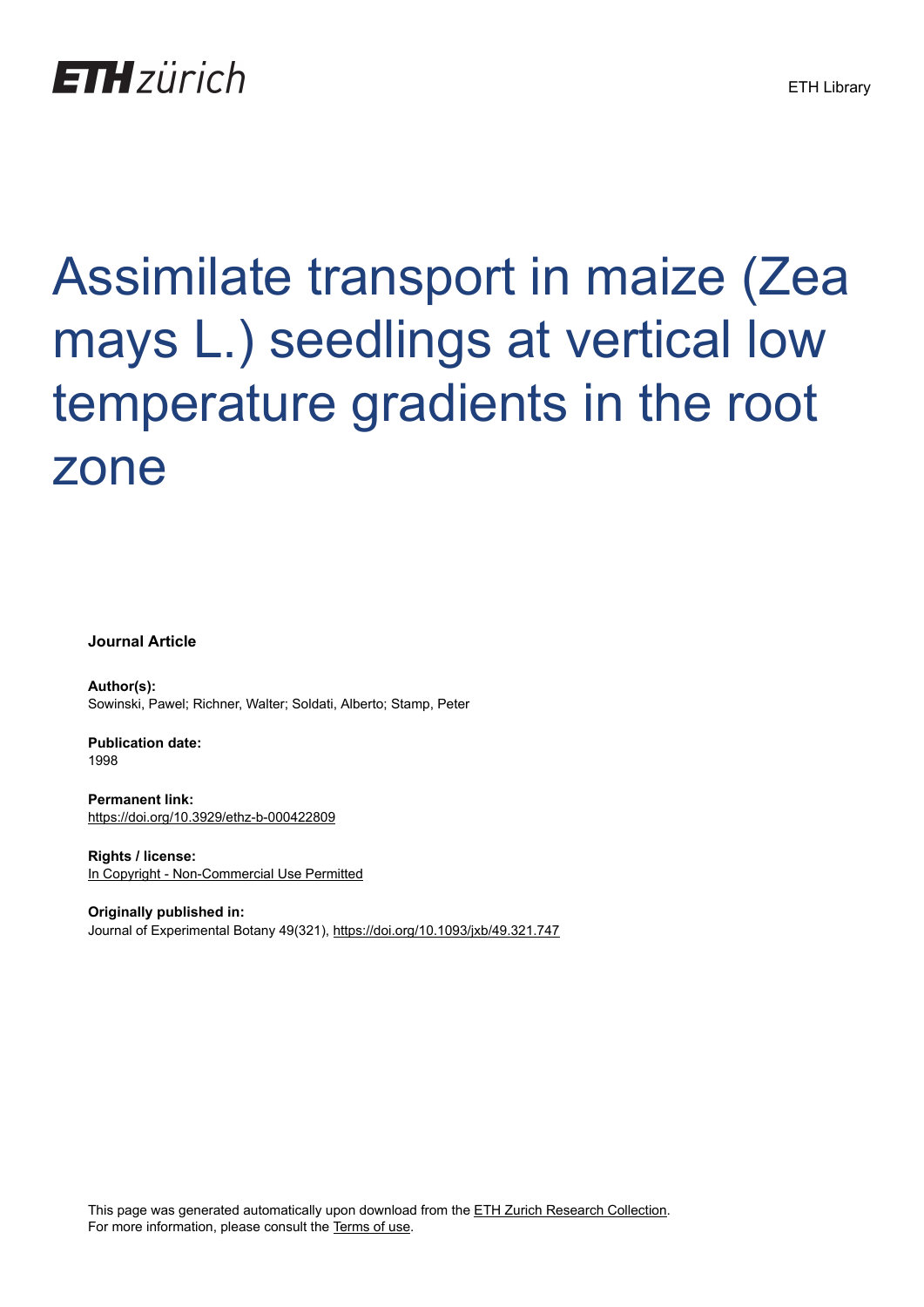ETH zürich

ETH Library

# Assimilate transport in maize (Zea mays L.) seedlings at vertical low temperature gradients in the root zone

**Journal Article**

**Author(s):**
Sowinski, Pawel; Richner, Walter; Soldati, Alberto; Stamp, Peter

**Publication date:**
1998

**Permanent link:**
https://doi.org/10.3929/ethz-b-000422809

**Rights / license:**
In Copyright - Non-Commercial Use Permitted

**Originally published in:**
Journal of Experimental Botany 49(321), https://doi.org/10.1093/jxb/49.321.747

This page was generated automatically upon download from the ETH Zurich Research Collection.
For more information, please consult the Terms of use.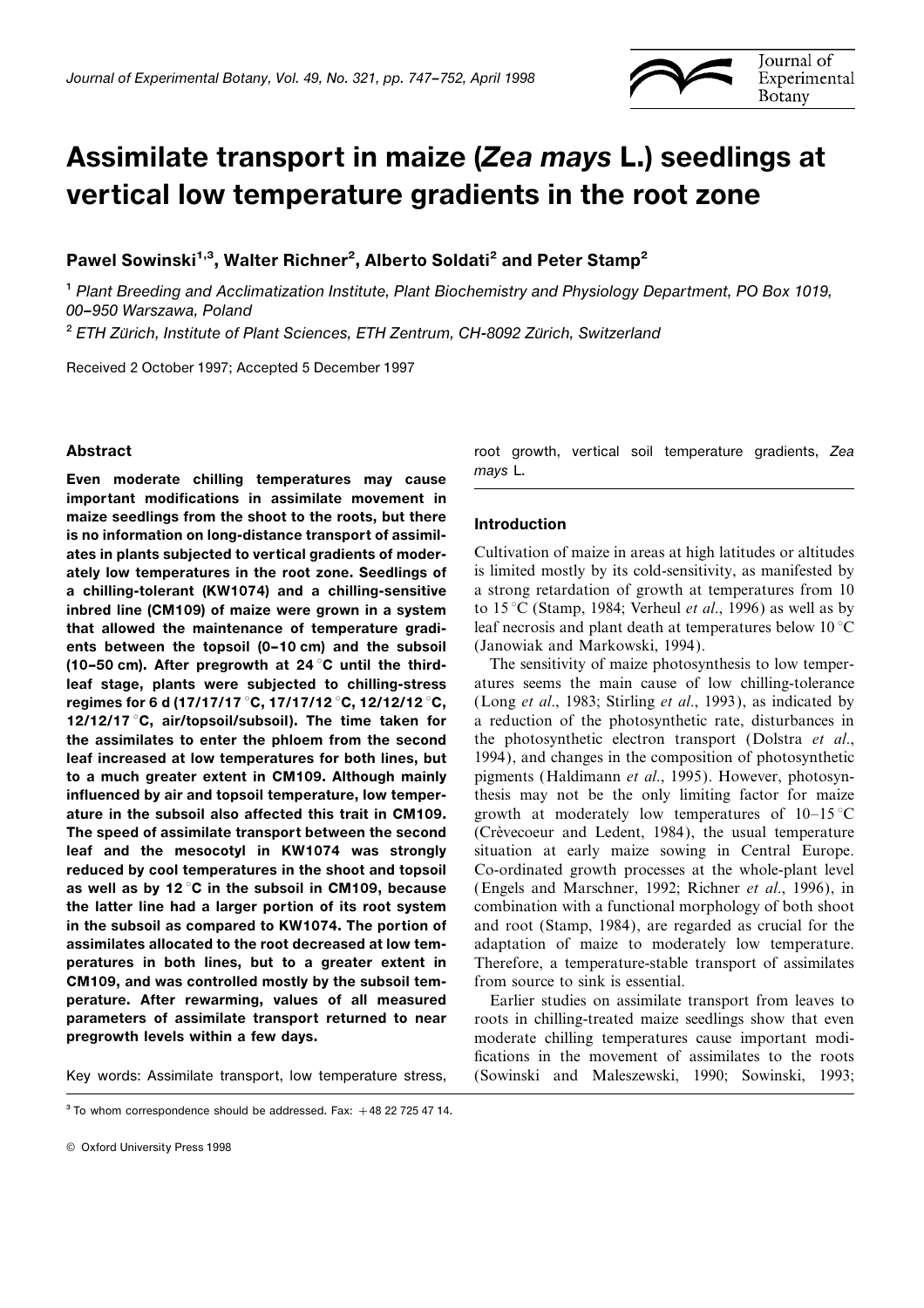# Assimilate transport in maize (*Zea mays* L.) seedlings at vertical low temperature gradients in the root zone

**Pawel Sowinski[1,3], Walter Richner[2], Alberto Soldati[2] and Peter Stamp[2]**

[1] Plant Breeding and Acclimatization Institute, Plant Biochemistry and Physiology Department, PO Box 1019, 00–950 Warszawa, Poland

[2] ETH Zürich, Institute of Plant Sciences, ETH Zentrum, CH-8092 Zürich, Switzerland

Received 2 October 1997; Accepted 5 December 1997

## Abstract

**Even moderate chilling temperatures may cause important modifications in assimilate movement in maize seedlings from the shoot to the roots, but there is no information on long-distance transport of assimilates in plants subjected to vertical gradients of moderately low temperatures in the root zone. Seedlings of a chilling-tolerant (KW1074) and a chilling-sensitive inbred line (CM109) of maize were grown in a system that allowed the maintenance of temperature gradients between the topsoil (0–10 cm) and the subsoil (10–50 cm). After pregrowth at 24 °C until the third-leaf stage, plants were subjected to chilling-stress regimes for 6 d (17/17/17 °C, 17/17/12 °C, 12/12/12 °C, 12/12/17 °C, air/topsoil/subsoil). The time taken for the assimilates to enter the phloem from the second leaf increased at low temperatures for both lines, but to a much greater extent in CM109. Although mainly influenced by air and topsoil temperature, low temperature in the subsoil also affected this trait in CM109. The speed of assimilate transport between the second leaf and the mesocotyl in KW1074 was strongly reduced by cool temperatures in the shoot and topsoil as well as by 12 °C in the subsoil in CM109, because the latter line had a larger portion of its root system in the subsoil as compared to KW1074. The portion of assimilates allocated to the root decreased at low temperatures in both lines, but to a greater extent in CM109, and was controlled mostly by the subsoil temperature. After rewarming, values of all measured parameters of assimilate transport returned to near pregrowth levels within a few days.**

Key words: Assimilate transport, low temperature stress, root growth, vertical soil temperature gradients, *Zea mays* L.

## Introduction

Cultivation of maize in areas at high latitudes or altitudes is limited mostly by its cold-sensitivity, as manifested by a strong retardation of growth at temperatures from 10 to 15 °C (Stamp, 1984; Verheul *et al.*, 1996) as well as by leaf necrosis and plant death at temperatures below 10 °C (Janowiak and Markowski, 1994).

The sensitivity of maize photosynthesis to low temperatures seems the main cause of low chilling-tolerance (Long *et al.*, 1983; Stirling *et al.*, 1993), as indicated by a reduction of the photosynthetic rate, disturbances in the photosynthetic electron transport (Dolstra *et al.*, 1994), and changes in the composition of photosynthetic pigments (Haldimann *et al.*, 1995). However, photosynthesis may not be the only limiting factor for maize growth at moderately low temperatures of 10–15 °C (Crèvecoeur and Ledent, 1984), the usual temperature situation at early maize sowing in Central Europe. Co-ordinated growth processes at the whole-plant level (Engels and Marschner, 1992; Richner *et al.*, 1996), in combination with a functional morphology of both shoot and root (Stamp, 1984), are regarded as crucial for the adaptation of maize to moderately low temperature. Therefore, a temperature-stable transport of assimilates from source to sink is essential.

Earlier studies on assimilate transport from leaves to roots in chilling-treated maize seedlings show that even moderate chilling temperatures cause important modifications in the movement of assimilates to the roots (Sowinski and Maleszewski, 1990; Sowinski, 1993;

[3] To whom correspondence should be addressed. Fax: +48 22 725 47 14.

© Oxford University Press 1998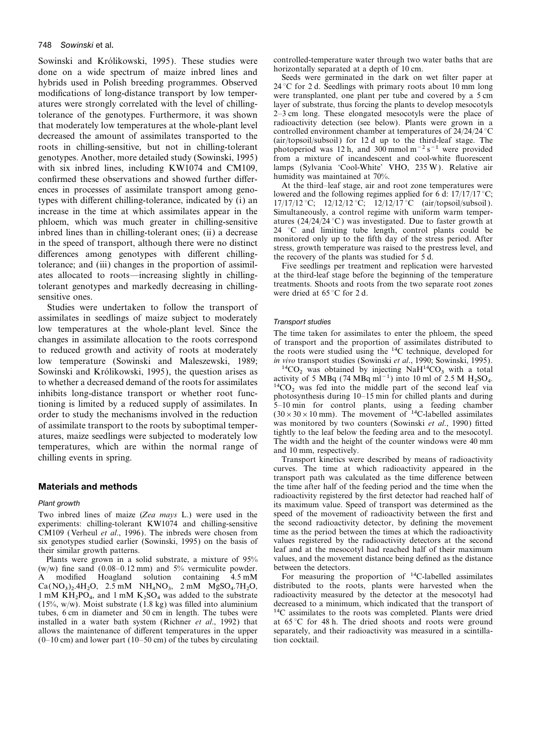Sowinski and Królikowski, 1995). These studies were done on a wide spectrum of maize inbred lines and hybrids used in Polish breeding programmes. Observed modifications of long-distance transport by low temperatures were strongly correlated with the level of chilling-tolerance of the genotypes. Furthermore, it was shown that moderately low temperatures at the whole-plant level decreased the amount of assimilates transported to the roots in chilling-sensitive, but not in chilling-tolerant genotypes. Another, more detailed study (Sowinski, 1995) with six inbred lines, including KW1074 and CM109, confirmed these observations and showed further differences in processes of assimilate transport among genotypes with different chilling-tolerance, indicated by (i) an increase in the time at which assimilates appear in the phloem, which was much greater in chilling-sensitive inbred lines than in chilling-tolerant ones; (ii) a decrease in the speed of transport, although there were no distinct differences among genotypes with different chilling-tolerance; and (iii) changes in the proportion of assimilates allocated to roots—increasing slightly in chilling-tolerant genotypes and markedly decreasing in chilling-sensitive ones.

Studies were undertaken to follow the transport of assimilates in seedlings of maize subject to moderately low temperatures at the whole-plant level. Since the changes in assimilate allocation to the roots correspond to reduced growth and activity of roots at moderately low temperature (Sowinski and Maleszewski, 1989; Sowinski and Królikowski, 1995), the question arises as to whether a decreased demand of the roots for assimilates inhibits long-distance transport or whether root functioning is limited by a reduced supply of assimilates. In order to study the mechanisms involved in the reduction of assimilate transport to the roots by suboptimal temperatures, maize seedlings were subjected to moderately low temperatures, which are within the normal range of chilling events in spring.

## Materials and methods

### Plant growth

Two inbred lines of maize (*Zea mays* L.) were used in the experiments: chilling-tolerant KW1074 and chilling-sensitive CM109 (Verheul *et al*., 1996). The inbreds were chosen from six genotypes studied earlier (Sowinski, 1995) on the basis of their similar growth patterns.

Plants were grown in a solid substrate, a mixture of 95% (w/w) fine sand (0.08–0.12 mm) and 5% vermiculite powder. A modified Hoagland solution containing 4.5 mM $Ca(NO_3)_2.4H_2O$, 2.5 mM $NH_4NO_3$, 2 mM $MgSO_4.7H_2O$, 1 mM $KH_2PO_4$, and 1 mM $K_2SO_4$ was added to the substrate (15%, w/w). Moist substrate (1.8 kg) was filled into aluminium tubes, 6 cm in diameter and 50 cm in length. The tubes were installed in a water bath system (Richner *et al*., 1992) that allows the maintenance of different temperatures in the upper (0–10 cm) and lower part (10–50 cm) of the tubes by circulating controlled-temperature water through two water baths that are horizontally separated at a depth of 10 cm.

Seeds were germinated in the dark on wet filter paper at 24 °C for 2 d. Seedlings with primary roots about 10 mm long were transplanted, one plant per tube and covered by a 5 cm layer of substrate, thus forcing the plants to develop mesocotyls 2–3 cm long. These elongated mesocotyls were the place of radioactivity detection (see below). Plants were grown in a controlled environment chamber at temperatures of 24/24/24 °C (air/topsoil/subsoil) for 12 d up to the third-leaf stage. The photoperiod was 12 h, and 300 mmol $m^{-2}$ $s^{-1}$ were provided from a mixture of incandescent and cool-white fluorescent lamps (Sylvania 'Cool-White' VHO, 235 W). Relative air humidity was maintained at 70%.

At the third–leaf stage, air and root zone temperatures were lowered and the following regimes applied for 6 d: 17/17/17 °C; 17/17/12 °C; 12/12/12 °C; 12/12/17 °C (air/topsoil/subsoil). Simultaneously, a control regime with uniform warm temperatures (24/24/24 °C) was investigated. Due to faster growth at 24 °C and limiting tube length, control plants could be monitored only up to the fifth day of the stress period. After stress, growth temperature was raised to the prestress level, and the recovery of the plants was studied for 5 d.

Five seedlings per treatment and replication were harvested at the third-leaf stage before the beginning of the temperature treatments. Shoots and roots from the two separate root zones were dried at 65 °C for 2 d.

### Transport studies

The time taken for assimilates to enter the phloem, the speed of transport and the proportion of assimilates distributed to the roots were studied using the $^{14}C$ technique, developed for *in vivo* transport studies (Sowinski *et al*., 1990; Sowinski, 1995).

$^{14}CO_2$ was obtained by injecting $NaH^{14}CO_3$ with a total activity of 5 MBq (74 MBq $ml^{-1}$) into 10 ml of 2.5 M $H_2SO_4$. $^{14}CO_2$ was fed into the middle part of the second leaf via photosynthesis during 10–15 min for chilled plants and during 5–10 min for control plants, using a feeding chamber (30 × 30 × 10 mm). The movement of $^{14}C$-labelled assimilates was monitored by two counters (Sowinski *et al*., 1990) fitted tightly to the leaf below the feeding area and to the mesocotyl. The width and the height of the counter windows were 40 mm and 10 mm, respectively.

Transport kinetics were described by means of radioactivity curves. The time at which radioactivity appeared in the transport path was calculated as the time difference between the time after half of the feeding period and the time when the radioactivity registered by the first detector had reached half of its maximum value. Speed of transport was determined as the speed of the movement of radioactivity between the first and the second radioactivity detector, by defining the movement time as the period between the times at which the radioactivity values registered by the radioactivity detectors at the second leaf and at the mesocotyl had reached half of their maximum values, and the movement distance being defined as the distance between the detectors.

For measuring the proportion of $^{14}C$-labelled assimilates distributed to the roots, plants were harvested when the radioactivity measured by the detector at the mesocotyl had decreased to a minimum, which indicated that the transport of $^{14}C$ assimilates to the roots was completed. Plants were dried at 65 °C for 48 h. The dried shoots and roots were ground separately, and their radioactivity was measured in a scintillation cocktail.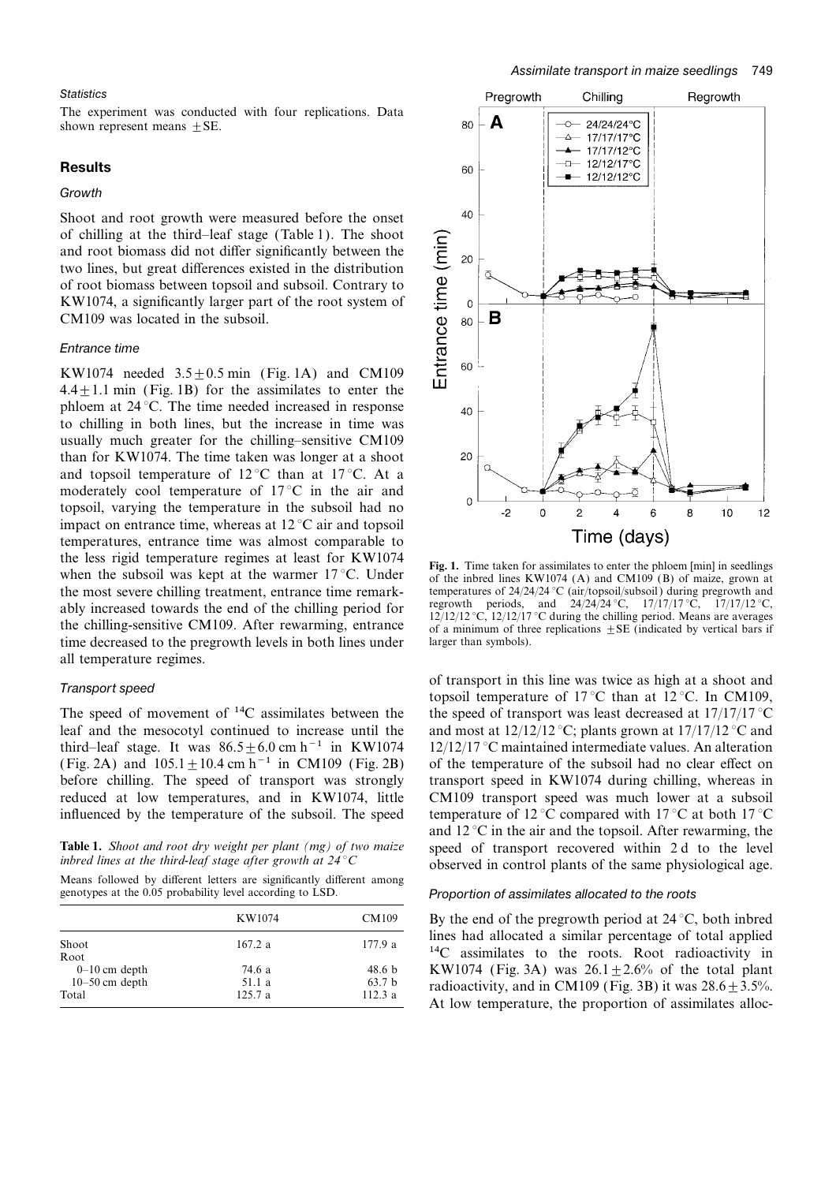### Statistics

The experiment was conducted with four replications. Data shown represent means ±SE.

## Results

### Growth

Shoot and root growth were measured before the onset of chilling at the third–leaf stage (Table 1). The shoot and root biomass did not differ significantly between the two lines, but great differences existed in the distribution of root biomass between topsoil and subsoil. Contrary to KW1074, a significantly larger part of the root system of CM109 was located in the subsoil.

### Entrance time

KW1074 needed 3.5±0.5 min (Fig. 1A) and CM109 4.4±1.1 min (Fig. 1B) for the assimilates to enter the phloem at 24 °C. The time needed increased in response to chilling in both lines, but the increase in time was usually much greater for the chilling–sensitive CM109 than for KW1074. The time taken was longer at a shoot and topsoil temperature of 12 °C than at 17 °C. At a moderately cool temperature of 17 °C in the air and topsoil, varying the temperature in the subsoil had no impact on entrance time, whereas at 12 °C air and topsoil temperatures, entrance time was almost comparable to the less rigid temperature regimes at least for KW1074 when the subsoil was kept at the warmer 17 °C. Under the most severe chilling treatment, entrance time remarkably increased towards the end of the chilling period for the chilling-sensitive CM109. After rewarming, entrance time decreased to the pregrowth levels in both lines under all temperature regimes.

### Transport speed

The speed of movement of $^{14}C$ assimilates between the leaf and the mesocotyl continued to increase until the third–leaf stage. It was 86.5±6.0 cm $h^{-1}$ in KW1074 (Fig. 2A) and 105.1±10.4 cm $h^{-1}$ in CM109 (Fig. 2B) before chilling. The speed of transport was strongly reduced at low temperatures, and in KW1074, little influenced by the temperature of the subsoil. The speed of transport in this line was twice as high at a shoot and topsoil temperature of 17 °C than at 12 °C. In CM109, the speed of transport was least decreased at 17/17/17 °C and most at 12/12/12 °C; plants grown at 17/17/12 °C and 12/12/17 °C maintained intermediate values. An alteration of the temperature of the subsoil had no clear effect on transport speed in KW1074 during chilling, whereas in CM109 transport speed was much lower at a subsoil temperature of 12 °C compared with 17 °C at both 17 °C and 12 °C in the air and the topsoil. After rewarming, the speed of transport recovered within 2 d to the level observed in control plants of the same physiological age.

**Table 1.** *Shoot and root dry weight per plant (mg) of two maize inbred lines at the third-leaf stage after growth at 24 °C*

Means followed by different letters are significantly different among genotypes at the 0.05 probability level according to LSD.

| | KW1074 | CM109 |
|---|---|---|
| Shoot | 167.2 a | 177.9 a |
| Root | | |
| 0–10 cm depth | 74.6 a | 48.6 b |
| 10–50 cm depth | 51.1 a | 63.7 b |
| Total | 125.7 a | 112.3 a |

**Fig. 1.** Time taken for assimilates to enter the phloem [min] in seedlings of the inbred lines KW1074 (A) and CM109 (B) of maize, grown at temperatures of 24/24/24 °C (air/topsoil/subsoil) during pregrowth and regrowth periods, and 24/24/24 °C, 17/17/17 °C, 17/17/12 °C, 12/12/12 °C, 12/12/17 °C during the chilling period. Means are averages of a minimum of three replications ±SE (indicated by vertical bars if larger than symbols).

### Proportion of assimilates allocated to the roots

By the end of the pregrowth period at 24 °C, both inbred lines had allocated a similar percentage of total applied $^{14}C$ assimilates to the roots. Root radioactivity in KW1074 (Fig. 3A) was 26.1±2.6% of the total plant radioactivity, and in CM109 (Fig. 3B) it was 28.6±3.5%. At low temperature, the proportion of assimilates alloc-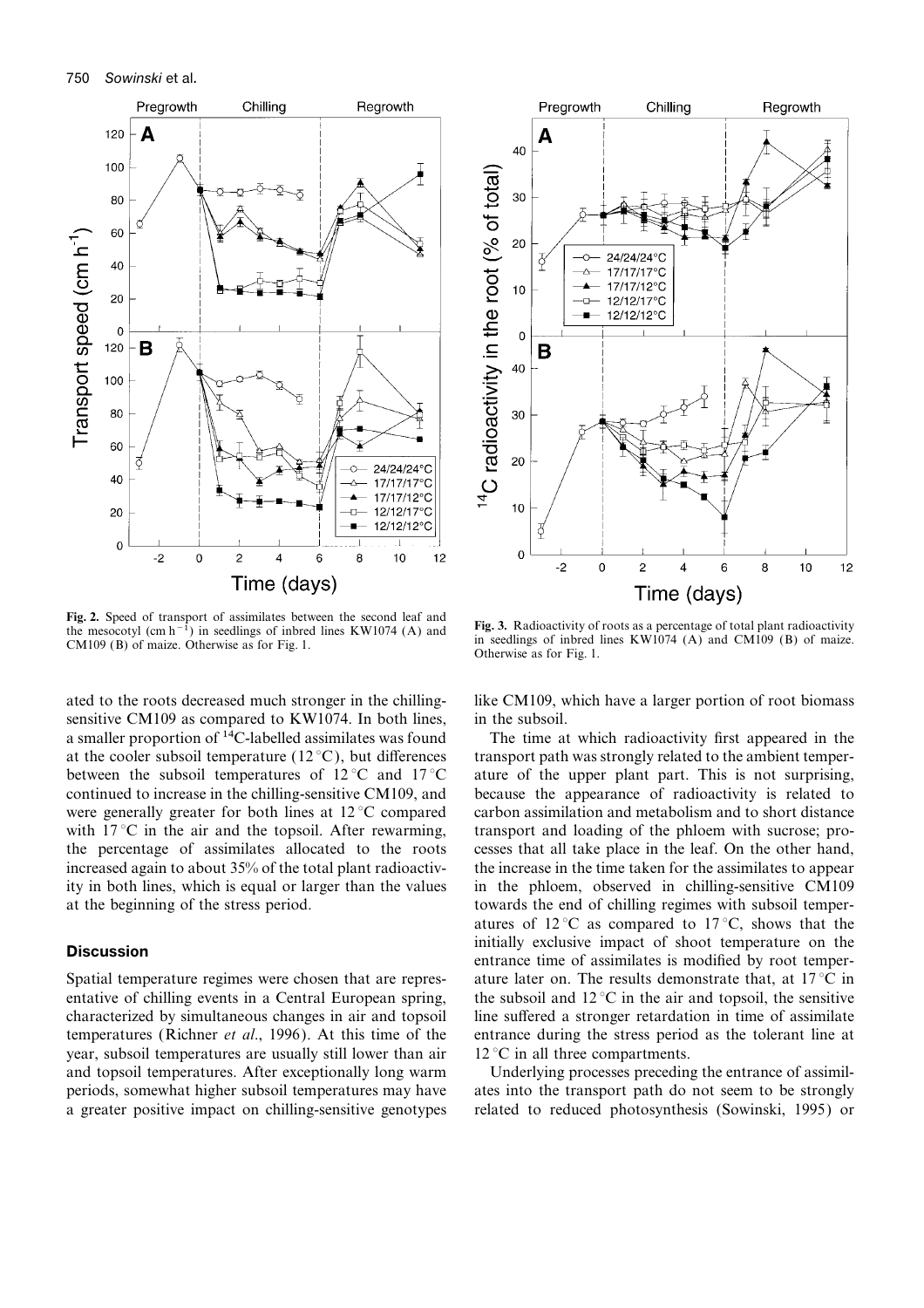**Fig. 2.** Speed of transport of assimilates between the second leaf and the mesocotyl (cm $h^{-1}$) in seedlings of inbred lines KW1074 (A) and CM109 (B) of maize. Otherwise as for Fig. 1.

**Fig. 3.** Radioactivity of roots as a percentage of total plant radioactivity in seedlings of inbred lines KW1074 (A) and CM109 (B) of maize. Otherwise as for Fig. 1.

ated to the roots decreased much stronger in the chilling-sensitive CM109 as compared to KW1074. In both lines, a smaller proportion of $^{14}$C-labelled assimilates was found at the cooler subsoil temperature (12 °C), but differences between the subsoil temperatures of 12 °C and 17 °C continued to increase in the chilling-sensitive CM109, and were generally greater for both lines at 12 °C compared with 17 °C in the air and the topsoil. After rewarming, the percentage of assimilates allocated to the roots increased again to about 35% of the total plant radioactivity in both lines, which is equal or larger than the values at the beginning of the stress period.

## Discussion

Spatial temperature regimes were chosen that are representative of chilling events in a Central European spring, characterized by simultaneous changes in air and topsoil temperatures (Richner *et al*., 1996). At this time of the year, subsoil temperatures are usually still lower than air and topsoil temperatures. After exceptionally long warm periods, somewhat higher subsoil temperatures may have a greater positive impact on chilling-sensitive genotypes like CM109, which have a larger portion of root biomass in the subsoil.

The time at which radioactivity first appeared in the transport path was strongly related to the ambient temperature of the upper plant part. This is not surprising, because the appearance of radioactivity is related to carbon assimilation and metabolism and to short distance transport and loading of the phloem with sucrose; processes that all take place in the leaf. On the other hand, the increase in the time taken for the assimilates to appear in the phloem, observed in chilling-sensitive CM109 towards the end of chilling regimes with subsoil temperatures of 12 °C as compared to 17 °C, shows that the initially exclusive impact of shoot temperature on the entrance time of assimilates is modified by root temperature later on. The results demonstrate that, at 17 °C in the subsoil and 12 °C in the air and topsoil, the sensitive line suffered a stronger retardation in time of assimilate entrance during the stress period as the tolerant line at 12 °C in all three compartments.

Underlying processes preceding the entrance of assimilates into the transport path do not seem to be strongly related to reduced photosynthesis (Sowinski, 1995) or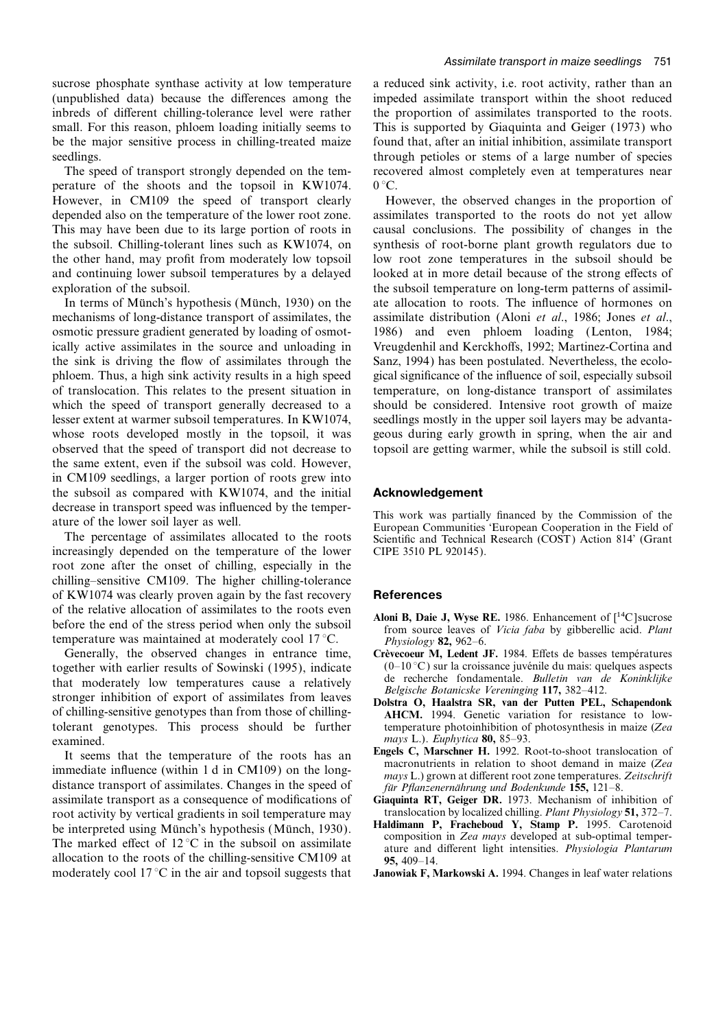sucrose phosphate synthase activity at low temperature (unpublished data) because the differences among the inbreds of different chilling-tolerance level were rather small. For this reason, phloem loading initially seems to be the major sensitive process in chilling-treated maize seedlings.

The speed of transport strongly depended on the temperature of the shoots and the topsoil in KW1074. However, in CM109 the speed of transport clearly depended also on the temperature of the lower root zone. This may have been due to its large portion of roots in the subsoil. Chilling-tolerant lines such as KW1074, on the other hand, may profit from moderately low topsoil and continuing lower subsoil temperatures by a delayed exploration of the subsoil.

In terms of Münch's hypothesis (Münch, 1930) on the mechanisms of long-distance transport of assimilates, the osmotic pressure gradient generated by loading of osmotically active assimilates in the source and unloading in the sink is driving the flow of assimilates through the phloem. Thus, a high sink activity results in a high speed of translocation. This relates to the present situation in which the speed of transport generally decreased to a lesser extent at warmer subsoil temperatures. In KW1074, whose roots developed mostly in the topsoil, it was observed that the speed of transport did not decrease to the same extent, even if the subsoil was cold. However, in CM109 seedlings, a larger portion of roots grew into the subsoil as compared with KW1074, and the initial decrease in transport speed was influenced by the temperature of the lower soil layer as well.

The percentage of assimilates allocated to the roots increasingly depended on the temperature of the lower root zone after the onset of chilling, especially in the chilling–sensitive CM109. The higher chilling-tolerance of KW1074 was clearly proven again by the fast recovery of the relative allocation of assimilates to the roots even before the end of the stress period when only the subsoil temperature was maintained at moderately cool 17 °C.

Generally, the observed changes in entrance time, together with earlier results of Sowinski (1995), indicate that moderately low temperatures cause a relatively stronger inhibition of export of assimilates from leaves of chilling-sensitive genotypes than from those of chilling-tolerant genotypes. This process should be further examined.

It seems that the temperature of the roots has an immediate influence (within 1 d in CM109) on the long-distance transport of assimilates. Changes in the speed of assimilate transport as a consequence of modifications of root activity by vertical gradients in soil temperature may be interpreted using Münch's hypothesis (Münch, 1930). The marked effect of 12 °C in the subsoil on assimilate allocation to the roots of the chilling-sensitive CM109 at moderately cool 17 °C in the air and topsoil suggests that a reduced sink activity, i.e. root activity, rather than an impeded assimilate transport within the shoot reduced the proportion of assimilates transported to the roots. This is supported by Giaquinta and Geiger (1973) who found that, after an initial inhibition, assimilate transport through petioles or stems of a large number of species recovered almost completely even at temperatures near 0 °C.

However, the observed changes in the proportion of assimilates transported to the roots do not yet allow causal conclusions. The possibility of changes in the synthesis of root-borne plant growth regulators due to low root zone temperatures in the subsoil should be looked at in more detail because of the strong effects of the subsoil temperature on long-term patterns of assimilate allocation to roots. The influence of hormones on assimilate distribution (Aloni *et al*., 1986; Jones *et al*., 1986) and even phloem loading (Lenton, 1984; Vreugdenhil and Kerckhoffs, 1992; Martinez-Cortina and Sanz, 1994) has been postulated. Nevertheless, the ecological significance of the influence of soil, especially subsoil temperature, on long-distance transport of assimilates should be considered. Intensive root growth of maize seedlings mostly in the upper soil layers may be advantageous during early growth in spring, when the air and topsoil are getting warmer, while the subsoil is still cold.

## Acknowledgement

This work was partially financed by the Commission of the European Communities 'European Cooperation in the Field of Scientific and Technical Research (COST) Action 814' (Grant CIPE 3510 PL 920145).

## References

**Aloni B, Daie J, Wyse RE.** 1986. Enhancement of [$^{14}$C]sucrose from source leaves of *Vicia faba* by gibberellic acid. *Plant Physiology* **82,** 962–6.

**Crèvecoeur M, Ledent JF.** 1984. Effets de basses températures (0–10 °C) sur la croissance juvénile du mais: quelques aspects de recherche fondamentale. *Bulletin van de Koninklijke Belgische Botanicske Vereninging* **117,** 382–412.

**Dolstra O, Haalstra SR, van der Putten PEL, Schapendonk AHCM.** 1994. Genetic variation for resistance to low-temperature photoinhibition of photosynthesis in maize (*Zea mays* L.). *Euphytica* **80,** 85–93.

**Engels C, Marschner H.** 1992. Root-to-shoot translocation of macronutrients in relation to shoot demand in maize (*Zea mays* L.) grown at different root zone temperatures. *Zeitschrift für Pflanzenernährung und Bodenkunde* **155,** 121–8.

**Giaquinta RT, Geiger DR.** 1973. Mechanism of inhibition of translocation by localized chilling. *Plant Physiology* **51,** 372–7.

**Haldimann P, Fracheboud Y, Stamp P.** 1995. Carotenoid composition in *Zea mays* developed at sub-optimal temperature and different light intensities. *Physiologia Plantarum* **95,** 409–14.

**Janowiak F, Markowski A.** 1994. Changes in leaf water relations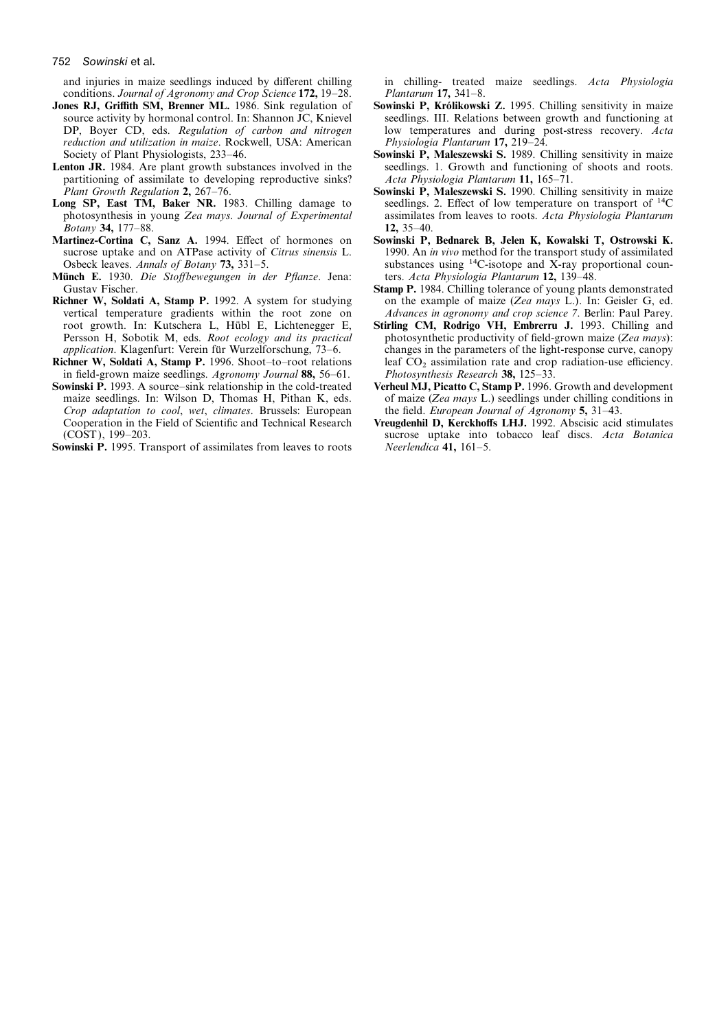and injuries in maize seedlings induced by different chilling conditions. *Journal of Agronomy and Crop Science* **172,** 19–28.

**Jones RJ, Griffith SM, Brenner ML.** 1986. Sink regulation of source activity by hormonal control. In: Shannon JC, Knievel DP, Boyer CD, eds. *Regulation of carbon and nitrogen reduction and utilization in maize*. Rockwell, USA: American Society of Plant Physiologists, 233–46.

**Lenton JR.** 1984. Are plant growth substances involved in the partitioning of assimilate to developing reproductive sinks? *Plant Growth Regulation* **2,** 267–76.

**Long SP, East TM, Baker NR.** 1983. Chilling damage to photosynthesis in young *Zea mays*. *Journal of Experimental Botany* **34,** 177–88.

**Martinez-Cortina C, Sanz A.** 1994. Effect of hormones on sucrose uptake and on ATPase activity of *Citrus sinensis* L. Osbeck leaves. *Annals of Botany* **73,** 331–5.

**Münch E.** 1930. *Die Stoffbewegungen in der Pflanze*. Jena: Gustav Fischer.

**Richner W, Soldati A, Stamp P.** 1992. A system for studying vertical temperature gradients within the root zone on root growth. In: Kutschera L, Hübl E, Lichtenegger E, Persson H, Sobotik M, eds. *Root ecology and its practical application*. Klagenfurt: Verein für Wurzelforschung, 73–6.

**Richner W, Soldati A, Stamp P.** 1996. Shoot–to–root relations in field-grown maize seedlings. *Agronomy Journal* **88,** 56–61.

**Sowinski P.** 1993. A source–sink relationship in the cold-treated maize seedlings. In: Wilson D, Thomas H, Pithan K, eds. *Crop adaptation to cool, wet, climates*. Brussels: European Cooperation in the Field of Scientific and Technical Research (COST), 199–203.

**Sowinski P.** 1995. Transport of assimilates from leaves to roots in chilling- treated maize seedlings. *Acta Physiologia Plantarum* **17,** 341–8.

**Sowinski P, Królikowski Z.** 1995. Chilling sensitivity in maize seedlings. III. Relations between growth and functioning at low temperatures and during post-stress recovery. *Acta Physiologia Plantarum* **17,** 219–24.

**Sowinski P, Maleszewski S.** 1989. Chilling sensitivity in maize seedlings. 1. Growth and functioning of shoots and roots. *Acta Physiologia Plantarum* **11,** 165–71.

**Sowinski P, Maleszewski S.** 1990. Chilling sensitivity in maize seedlings. 2. Effect of low temperature on transport of $^{14}C$ assimilates from leaves to roots. *Acta Physiologia Plantarum* **12,** 35–40.

**Sowinski P, Bednarek B, Jelen K, Kowalski T, Ostrowski K.** 1990. An *in vivo* method for the transport study of assimilated substances using $^{14}C$-isotope and X-ray proportional counters. *Acta Physiologia Plantarum* **12,** 139–48.

**Stamp P.** 1984. Chilling tolerance of young plants demonstrated on the example of maize (*Zea mays* L.). In: Geisler G, ed. *Advances in agronomy and crop science 7*. Berlin: Paul Parey.

**Stirling CM, Rodrigo VH, Embrerru J.** 1993. Chilling and photosynthetic productivity of field-grown maize (*Zea mays*): changes in the parameters of the light-response curve, canopy leaf $CO_2$ assimilation rate and crop radiation-use efficiency. *Photosynthesis Research* **38,** 125–33.

**Verheul MJ, Picatto C, Stamp P.** 1996. Growth and development of maize (*Zea mays* L.) seedlings under chilling conditions in the field. *European Journal of Agronomy* **5,** 31–43.

**Vreugdenhil D, Kerckhoffs LHJ.** 1992. Abscisic acid stimulates sucrose uptake into tobacco leaf discs. *Acta Botanica Neerlendica* **41,** 161–5.